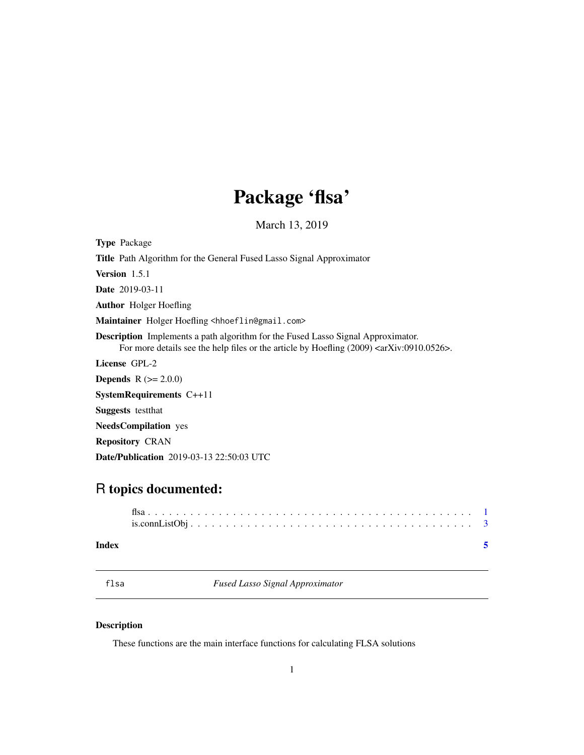# Package 'flsa'

March 13, 2019

**Type** Package

**Title** Path Algorithm for the General Fused Lasso Signal Approximator

**Version** 1.5.1

**Date** 2019-03-11

**Author** Holger Hoefling

**Maintainer** Holger Hoefling <hhoeflin@gmail.com>

**Description** Implements a path algorithm for the Fused Lasso Signal Approximator.
For more details see the help files or the article by Hoefling (2009) <arXiv:0910.0526>.

**License** GPL-2

**Depends** R (>= 2.0.0)

**SystemRequirements** C++11

**Suggests** testthat

**NeedsCompilation** yes

**Repository** CRAN

**Date/Publication** 2019-03-13 22:50:03 UTC

## R topics documented:

flsa . . . . . . . . . . . . . . . . . . . . . . . . . . . . . . . . . . . . . . . . . . . . . 1
is.connListObj . . . . . . . . . . . . . . . . . . . . . . . . . . . . . . . . . . . . . . . 3

**Index** 5

---

`flsa` *Fused Lasso Signal Approximator*

---

### Description

These functions are the main interface functions for calculating FLSA solutions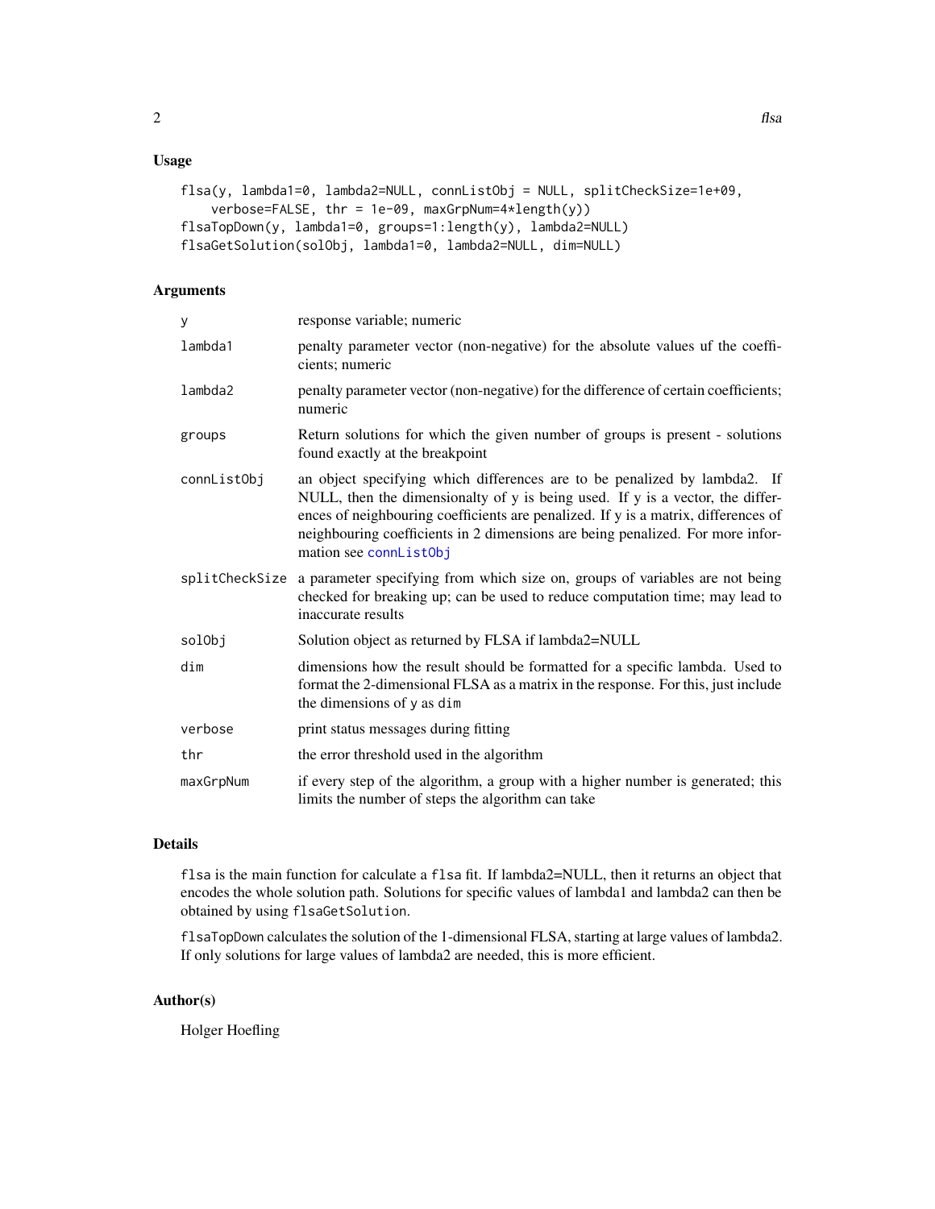## Usage

```
flsa(y, lambda1=0, lambda2=NULL, connListObj = NULL, splitCheckSize=1e+09,
    verbose=FALSE, thr = 1e-09, maxGrpNum=4*length(y))
flsaTopDown(y, lambda1=0, groups=1:length(y), lambda2=NULL)
flsaGetSolution(solObj, lambda1=0, lambda2=NULL, dim=NULL)
```

## Arguments

| | |
|---|---|
| `y` | response variable; numeric |
| `lambda1` | penalty parameter vector (non-negative) for the absolute values uf the coefficients; numeric |
| `lambda2` | penalty parameter vector (non-negative) for the difference of certain coefficients; numeric |
| `groups` | Return solutions for which the given number of groups is present - solutions found exactly at the breakpoint |
| `connListObj` | an object specifying which differences are to be penalized by lambda2. If NULL, then the dimensionalty of y is being used. If y is a vector, the differences of neighbouring coefficients are penalized. If y is a matrix, differences of neighbouring coefficients in 2 dimensions are being penalized. For more information see `connListObj` |
| `splitCheckSize` | a parameter specifying from which size on, groups of variables are not being checked for breaking up; can be used to reduce computation time; may lead to inaccurate results |
| `solObj` | Solution object as returned by FLSA if lambda2=NULL |
| `dim` | dimensions how the result should be formatted for a specific lambda. Used to format the 2-dimensional FLSA as a matrix in the response. For this, just include the dimensions of y as `dim` |
| `verbose` | print status messages during fitting |
| `thr` | the error threshold used in the algorithm |
| `maxGrpNum` | if every step of the algorithm, a group with a higher number is generated; this limits the number of steps the algorithm can take |

## Details

`flsa` is the main function for calculate a `flsa` fit. If lambda2=NULL, then it returns an object that encodes the whole solution path. Solutions for specific values of lambda1 and lambda2 can then be obtained by using `flsaGetSolution`.

`flsaTopDown` calculates the solution of the 1-dimensional FLSA, starting at large values of lambda2. If only solutions for large values of lambda2 are needed, this is more efficient.

## Author(s)

Holger Hoefling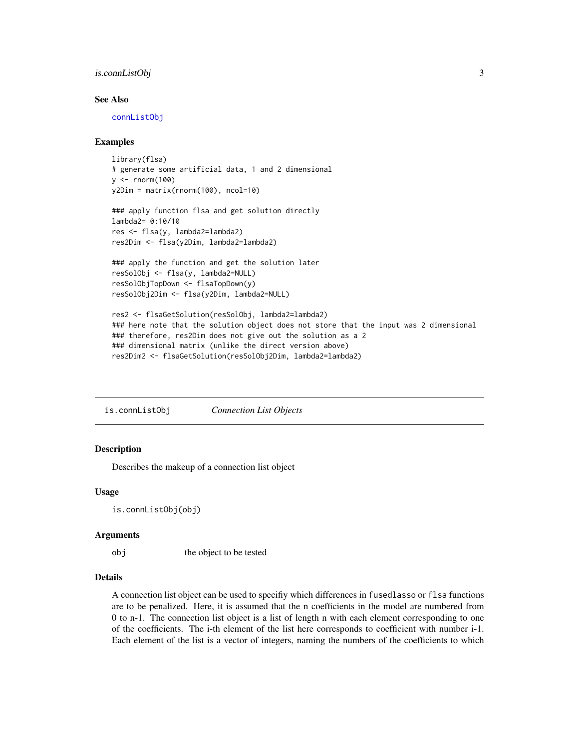## See Also

`connListObj`

## Examples

```
library(flsa)
# generate some artificial data, 1 and 2 dimensional
y <- rnorm(100)
y2Dim = matrix(rnorm(100), ncol=10)

### apply function flsa and get solution directly
lambda2= 0:10/10
res <- flsa(y, lambda2=lambda2)
res2Dim <- flsa(y2Dim, lambda2=lambda2)

### apply the function and get the solution later
resSolObj <- flsa(y, lambda2=NULL)
resSolObjTopDown <- flsaTopDown(y)
resSolObj2Dim <- flsa(y2Dim, lambda2=NULL)

res2 <- flsaGetSolution(resSolObj, lambda2=lambda2)
### here note that the solution object does not store that the input was 2 dimensional
### therefore, res2Dim does not give out the solution as a 2
### dimensional matrix (unlike the direct version above)
res2Dim2 <- flsaGetSolution(resSolObj2Dim, lambda2=lambda2)
```

---

# is.connListObj — *Connection List Objects*

---

## Description

Describes the makeup of a connection list object

## Usage

```
is.connListObj(obj)
```

## Arguments

| | |
|---|---|
| `obj` | the object to be tested |

## Details

A connection list object can be used to specifiy which differences in `fusedlasso` or `flsa` functions are to be penalized. Here, it is assumed that the n coefficients in the model are numbered from 0 to n-1. The connection list object is a list of length n with each element corresponding to one of the coefficients. The i-th element of the list here corresponds to coefficient with number i-1. Each element of the list is a vector of integers, naming the numbers of the coefficients to which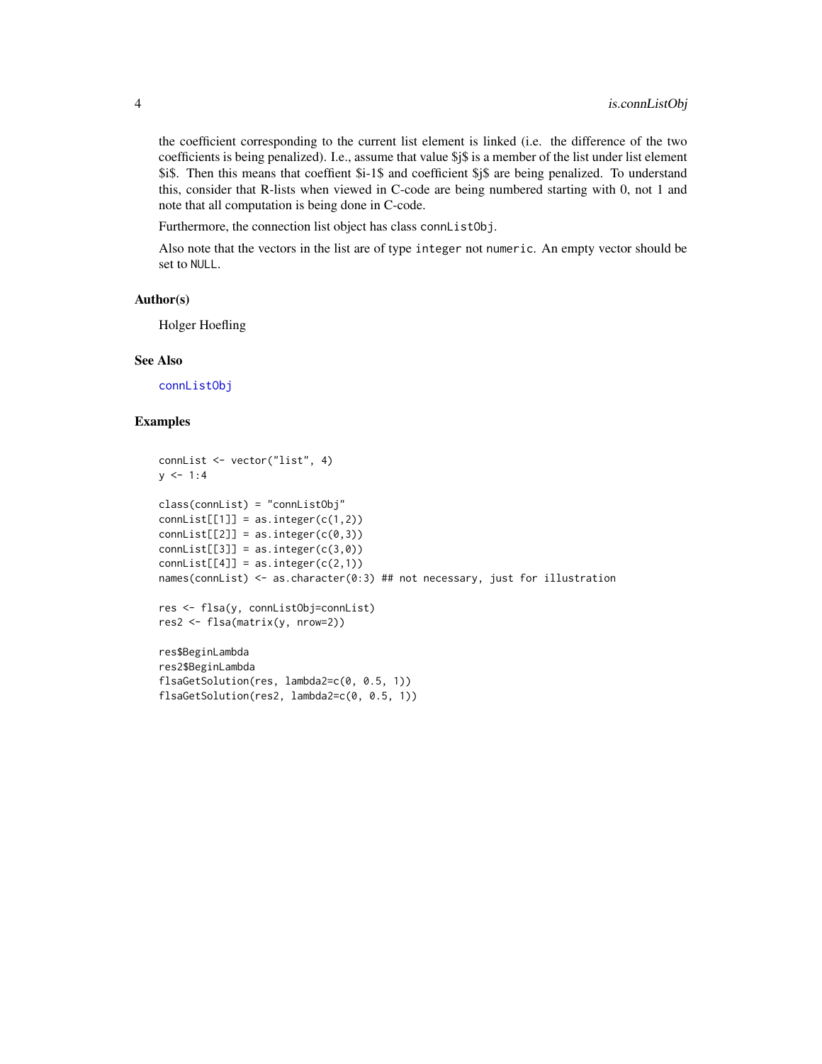the coefficient corresponding to the current list element is linked (i.e. the difference of the two coefficients is being penalized). I.e., assume that value $j$ is a member of the list under list element $i$. Then this means that coeffient $i-1$ and coefficient $j$ are being penalized. To understand this, consider that R-lists when viewed in C-code are being numbered starting with 0, not 1 and note that all computation is being done in C-code.

Furthermore, the connection list object has class `connListObj`.

Also note that the vectors in the list are of type `integer` not `numeric`. An empty vector should be set to `NULL`.

## Author(s)

Holger Hoefling

## See Also

connListObj

## Examples

```
connList <- vector("list", 4)
y <- 1:4

class(connList) = "connListObj"
connList[[1]] = as.integer(c(1,2))
connList[[2]] = as.integer(c(0,3))
connList[[3]] = as.integer(c(3,0))
connList[[4]] = as.integer(c(2,1))
names(connList) <- as.character(0:3) ## not necessary, just for illustration

res <- flsa(y, connListObj=connList)
res2 <- flsa(matrix(y, nrow=2))

res$BeginLambda
res2$BeginLambda
flsaGetSolution(res, lambda2=c(0, 0.5, 1))
flsaGetSolution(res2, lambda2=c(0, 0.5, 1))
```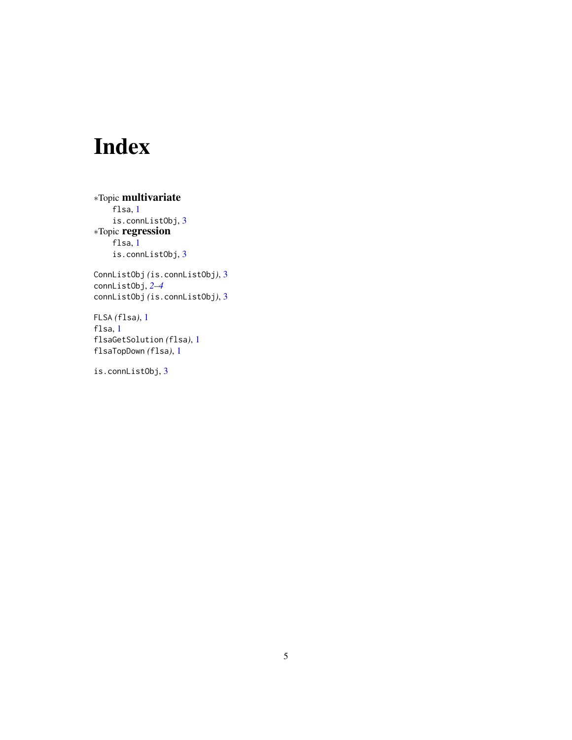# Index

*Topic **multivariate**
- flsa, 1
- is.connListObj, 3

*Topic **regression**
- flsa, 1
- is.connListObj, 3

ConnListObj *(*is.connListObj*)*, 3
connListObj, *2–4*
connListObj *(*is.connListObj*)*, 3

FLSA *(*flsa*)*, 1
flsa, 1
flsaGetSolution *(*flsa*)*, 1
flsaTopDown *(*flsa*)*, 1

is.connListObj, 3